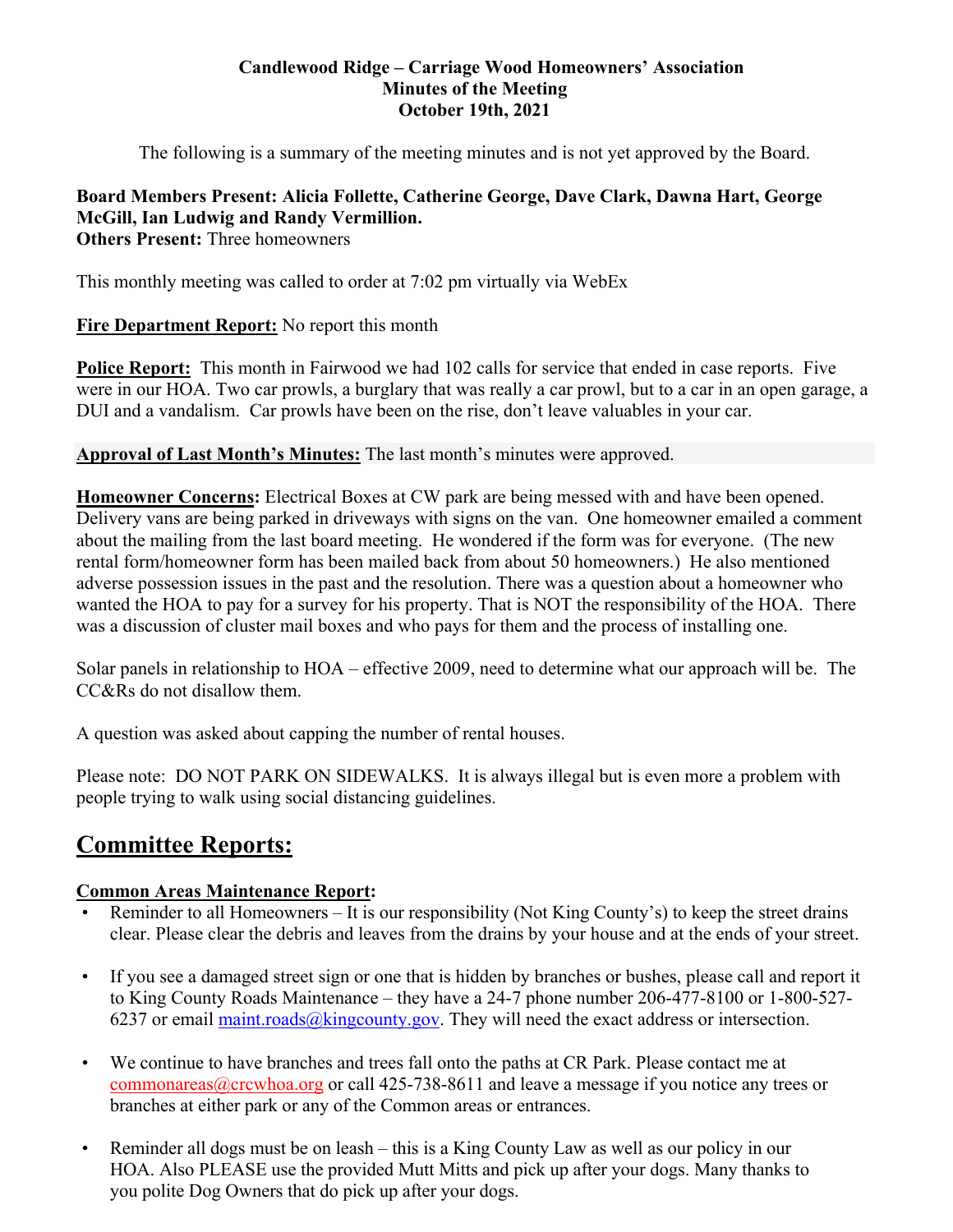**Candlewood Ridge – Carriage Wood Homeowners' Association**
**Minutes of the Meeting**
**October 19th, 2021**

The following is a summary of the meeting minutes and is not yet approved by the Board.

**Board Members Present: Alicia Follette, Catherine George, Dave Clark, Dawna Hart, George McGill, Ian Ludwig and Randy Vermillion.**
**Others Present:** Three homeowners

This monthly meeting was called to order at 7:02 pm virtually via WebEx

**Fire Department Report:** No report this month

**Police Report:** This month in Fairwood we had 102 calls for service that ended in case reports. Five were in our HOA. Two car prowls, a burglary that was really a car prowl, but to a car in an open garage, a DUI and a vandalism. Car prowls have been on the rise, don't leave valuables in your car.

**Approval of Last Month's Minutes:** The last month's minutes were approved.

**Homeowner Concerns:** Electrical Boxes at CW park are being messed with and have been opened. Delivery vans are being parked in driveways with signs on the van. One homeowner emailed a comment about the mailing from the last board meeting. He wondered if the form was for everyone. (The new rental form/homeowner form has been mailed back from about 50 homeowners.) He also mentioned adverse possession issues in the past and the resolution. There was a question about a homeowner who wanted the HOA to pay for a survey for his property. That is NOT the responsibility of the HOA. There was a discussion of cluster mail boxes and who pays for them and the process of installing one.

Solar panels in relationship to HOA – effective 2009, need to determine what our approach will be. The CC&Rs do not disallow them.

A question was asked about capping the number of rental houses.

Please note: DO NOT PARK ON SIDEWALKS. It is always illegal but is even more a problem with people trying to walk using social distancing guidelines.

# Committee Reports:

**Common Areas Maintenance Report:**

- Reminder to all Homeowners – It is our responsibility (Not King County's) to keep the street drains clear. Please clear the debris and leaves from the drains by your house and at the ends of your street.
- If you see a damaged street sign or one that is hidden by branches or bushes, please call and report it to King County Roads Maintenance – they have a 24-7 phone number 206-477-8100 or 1-800-527-6237 or email maint.roads@kingcounty.gov. They will need the exact address or intersection.
- We continue to have branches and trees fall onto the paths at CR Park. Please contact me at commonareas@crcwhoa.org or call 425-738-8611 and leave a message if you notice any trees or branches at either park or any of the Common areas or entrances.
- Reminder all dogs must be on leash – this is a King County Law as well as our policy in our HOA. Also PLEASE use the provided Mutt Mitts and pick up after your dogs. Many thanks to you polite Dog Owners that do pick up after your dogs.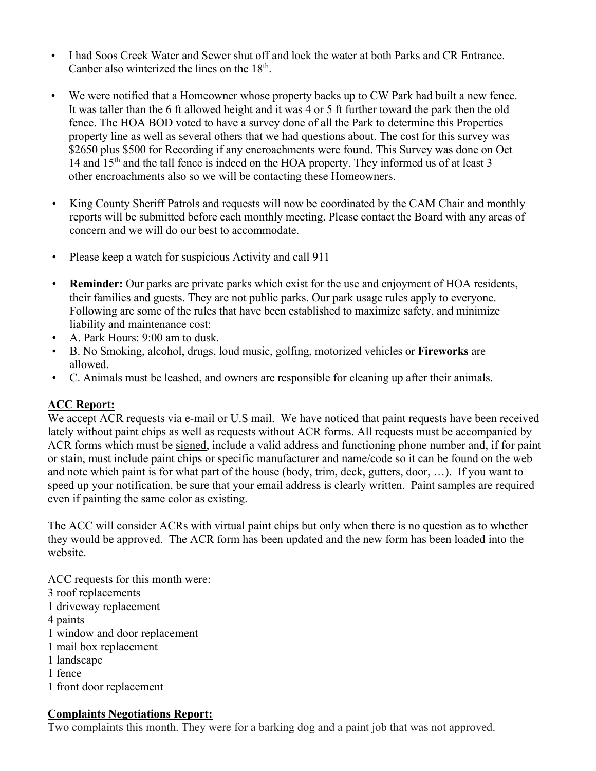- I had Soos Creek Water and Sewer shut off and lock the water at both Parks and CR Entrance. Canber also winterized the lines on the 18th.
- We were notified that a Homeowner whose property backs up to CW Park had built a new fence. It was taller than the 6 ft allowed height and it was 4 or 5 ft further toward the park then the old fence. The HOA BOD voted to have a survey done of all the Park to determine this Properties property line as well as several others that we had questions about. The cost for this survey was \$2650 plus \$500 for Recording if any encroachments were found. This Survey was done on Oct 14 and 15th and the tall fence is indeed on the HOA property. They informed us of at least 3 other encroachments also so we will be contacting these Homeowners.
- King County Sheriff Patrols and requests will now be coordinated by the CAM Chair and monthly reports will be submitted before each monthly meeting. Please contact the Board with any areas of concern and we will do our best to accommodate.
- Please keep a watch for suspicious Activity and call 911
- **Reminder:** Our parks are private parks which exist for the use and enjoyment of HOA residents, their families and guests. They are not public parks. Our park usage rules apply to everyone. Following are some of the rules that have been established to maximize safety, and minimize liability and maintenance cost:
- A. Park Hours: 9:00 am to dusk.
- B. No Smoking, alcohol, drugs, loud music, golfing, motorized vehicles or **Fireworks** are allowed.
- C. Animals must be leashed, and owners are responsible for cleaning up after their animals.

## ACC Report:

We accept ACR requests via e-mail or U.S mail. We have noticed that paint requests have been received lately without paint chips as well as requests without ACR forms. All requests must be accompanied by ACR forms which must be signed, include a valid address and functioning phone number and, if for paint or stain, must include paint chips or specific manufacturer and name/code so it can be found on the web and note which paint is for what part of the house (body, trim, deck, gutters, door, …). If you want to speed up your notification, be sure that your email address is clearly written. Paint samples are required even if painting the same color as existing.

The ACC will consider ACRs with virtual paint chips but only when there is no question as to whether they would be approved. The ACR form has been updated and the new form has been loaded into the website.

ACC requests for this month were:
3 roof replacements
1 driveway replacement
4 paints
1 window and door replacement
1 mail box replacement
1 landscape
1 fence
1 front door replacement

## Complaints Negotiations Report:

Two complaints this month. They were for a barking dog and a paint job that was not approved.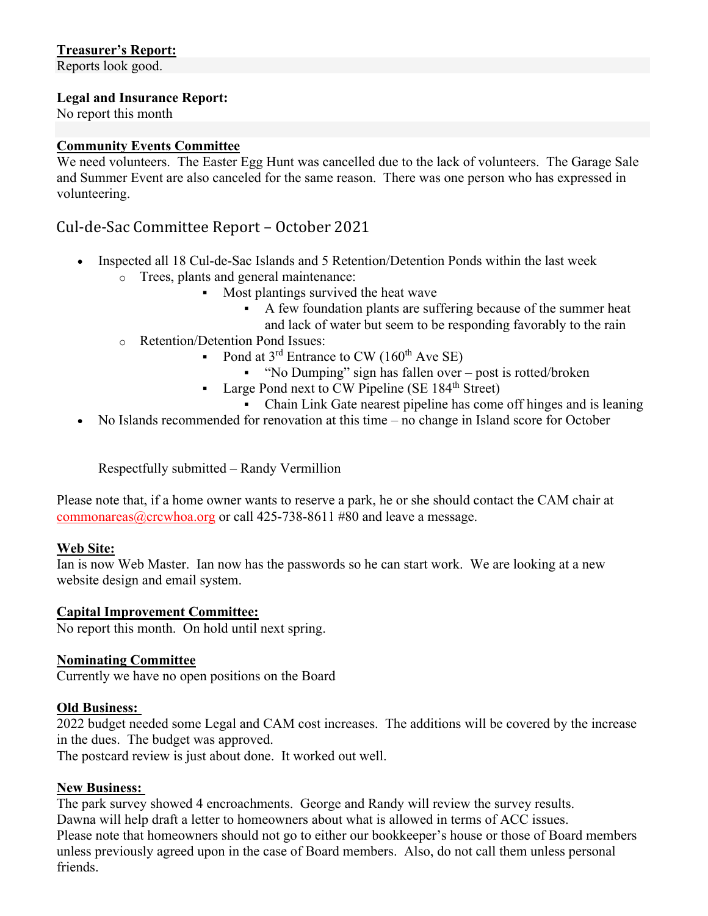**Treasurer's Report:**
Reports look good.

**Legal and Insurance Report:**
No report this month

**Community Events Committee**
We need volunteers. The Easter Egg Hunt was cancelled due to the lack of volunteers. The Garage Sale and Summer Event are also canceled for the same reason. There was one person who has expressed in volunteering.

## Cul-de-Sac Committee Report – October 2021

- Inspected all 18 Cul-de-Sac Islands and 5 Retention/Detention Ponds within the last week
    - Trees, plants and general maintenance:
        - Most plantings survived the heat wave
            - A few foundation plants are suffering because of the summer heat and lack of water but seem to be responding favorably to the rain
    - Retention/Detention Pond Issues:
        - Pond at 3rd Entrance to CW (160th Ave SE)
            - "No Dumping" sign has fallen over – post is rotted/broken
        - Large Pond next to CW Pipeline (SE 184th Street)
            - Chain Link Gate nearest pipeline has come off hinges and is leaning
- No Islands recommended for renovation at this time – no change in Island score for October

Respectfully submitted – Randy Vermillion

Please note that, if a home owner wants to reserve a park, he or she should contact the CAM chair at commonareas@crcwhoa.org or call 425-738-8611 #80 and leave a message.

**Web Site:**
Ian is now Web Master. Ian now has the passwords so he can start work. We are looking at a new website design and email system.

**Capital Improvement Committee:**
No report this month. On hold until next spring.

**Nominating Committee**
Currently we have no open positions on the Board

**Old Business:**
2022 budget needed some Legal and CAM cost increases. The additions will be covered by the increase in the dues. The budget was approved.
The postcard review is just about done. It worked out well.

**New Business:**
The park survey showed 4 encroachments. George and Randy will review the survey results.
Dawna will help draft a letter to homeowners about what is allowed in terms of ACC issues.
Please note that homeowners should not go to either our bookkeeper's house or those of Board members unless previously agreed upon in the case of Board members. Also, do not call them unless personal friends.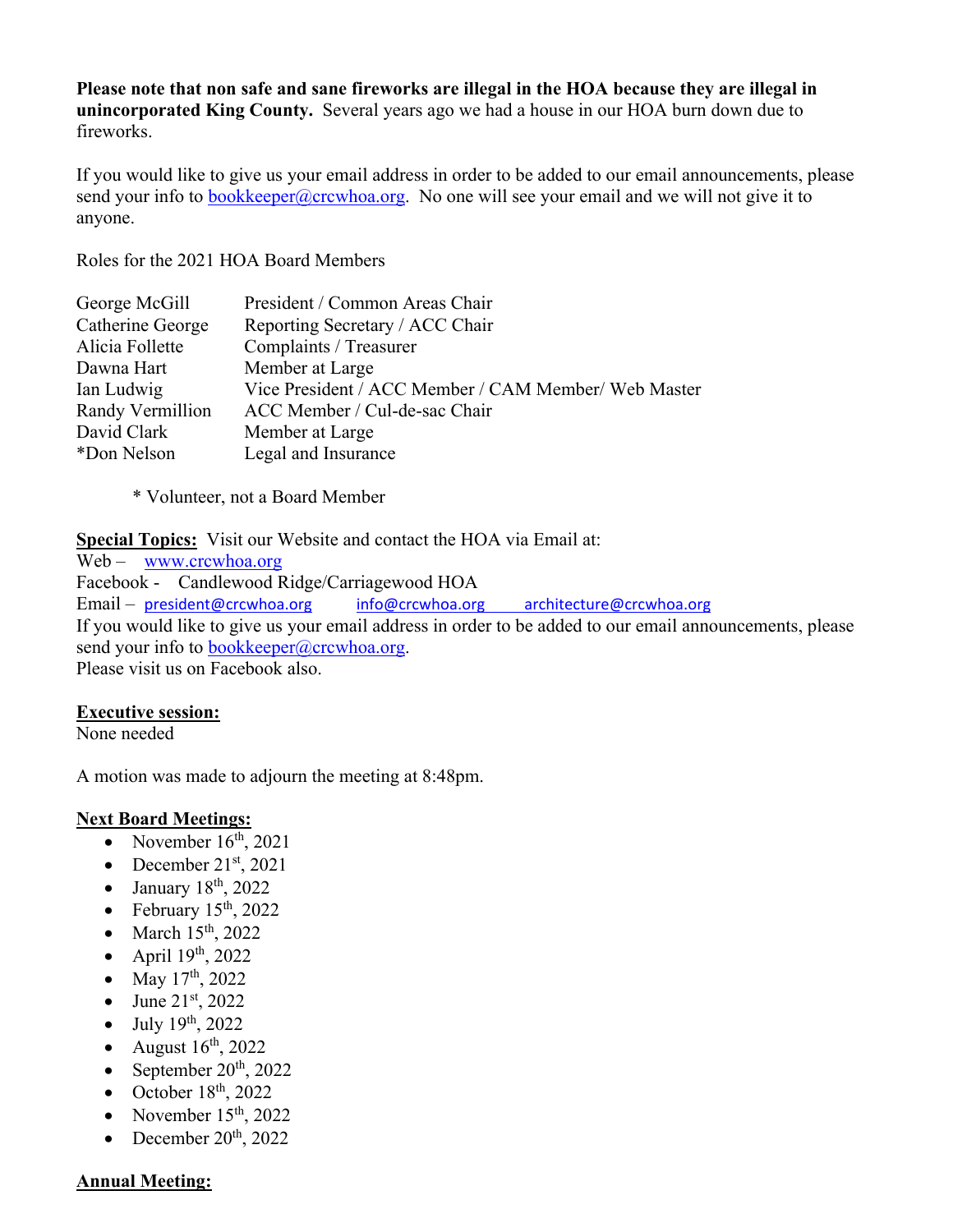**Please note that non safe and sane fireworks are illegal in the HOA because they are illegal in unincorporated King County.** Several years ago we had a house in our HOA burn down due to fireworks.

If you would like to give us your email address in order to be added to our email announcements, please send your info to bookkeeper@crcwhoa.org. No one will see your email and we will not give it to anyone.

Roles for the 2021 HOA Board Members

| | |
|---|---|
| George McGill | President / Common Areas Chair |
| Catherine George | Reporting Secretary / ACC Chair |
| Alicia Follette | Complaints / Treasurer |
| Dawna Hart | Member at Large |
| Ian Ludwig | Vice President / ACC Member / CAM Member/ Web Master |
| Randy Vermillion | ACC Member / Cul-de-sac Chair |
| David Clark | Member at Large |
| *Don Nelson | Legal and Insurance |

\* Volunteer, not a Board Member

**Special Topics:** Visit our Website and contact the HOA via Email at:
Web – www.crcwhoa.org
Facebook - Candlewood Ridge/Carriagewood HOA
Email – president@crcwhoa.org info@crcwhoa.org architecture@crcwhoa.org
If you would like to give us your email address in order to be added to our email announcements, please send your info to bookkeeper@crcwhoa.org.
Please visit us on Facebook also.

**Executive session:**
None needed

A motion was made to adjourn the meeting at 8:48pm.

**Next Board Meetings:**

- November 16th, 2021
- December 21st, 2021
- January 18th, 2022
- February 15th, 2022
- March 15th, 2022
- April 19th, 2022
- May 17th, 2022
- June 21st, 2022
- July 19th, 2022
- August 16th, 2022
- September 20th, 2022
- October 18th, 2022
- November 15th, 2022
- December 20th, 2022

**Annual Meeting:**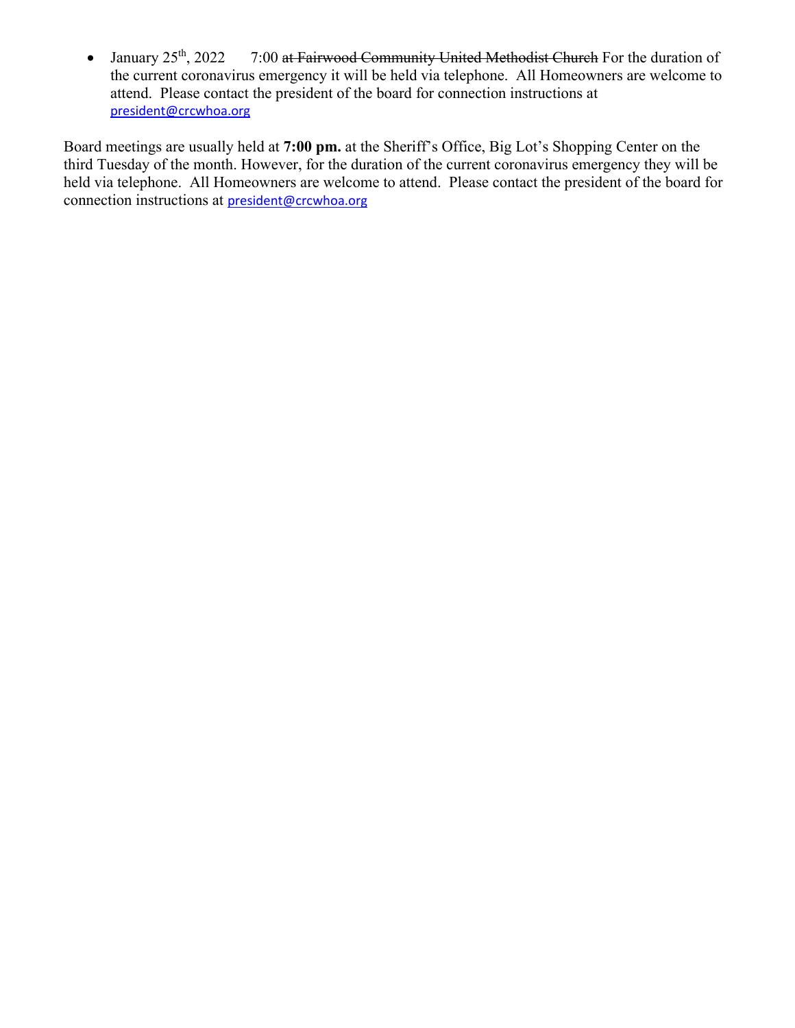- January 25th, 2022 7:00 ~~at Fairwood Community United Methodist Church~~ For the duration of the current coronavirus emergency it will be held via telephone. All Homeowners are welcome to attend. Please contact the president of the board for connection instructions at president@crcwhoa.org

Board meetings are usually held at **7:00 pm.** at the Sheriff's Office, Big Lot's Shopping Center on the third Tuesday of the month. However, for the duration of the current coronavirus emergency they will be held via telephone. All Homeowners are welcome to attend. Please contact the president of the board for connection instructions at president@crcwhoa.org